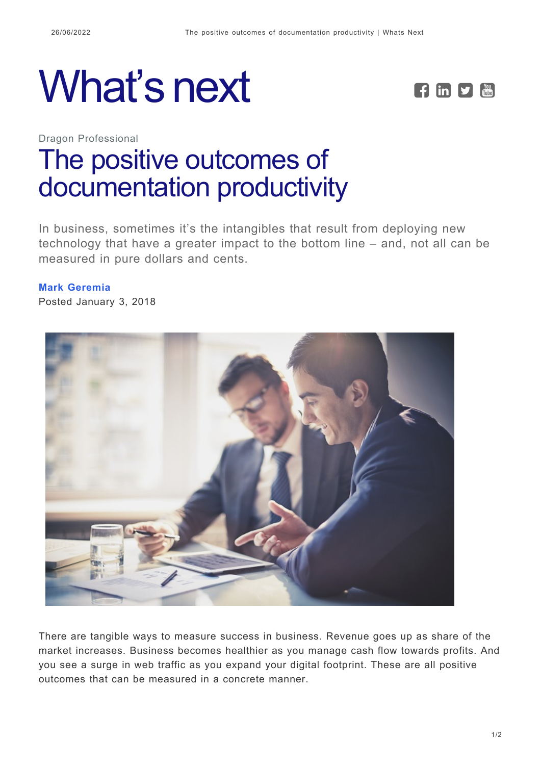# What's next

Dragon Professional

## The positive outcomes of documentation productivity

In business, sometimes it's the intangibles that result from deploying new technology that have a greater impact to the bottom line – and, not all can be measured in pure dollars and cents.

**Mark Geremia**

Posted January 3, 2018

There are tangible ways to measure success in business. Revenue goes up as share of the market increases. Business becomes healthier as you manage cash flow towards profits. And you see a surge in web traffic as you expand your digital footprint. These are all positive outcomes that can be measured in a concrete manner.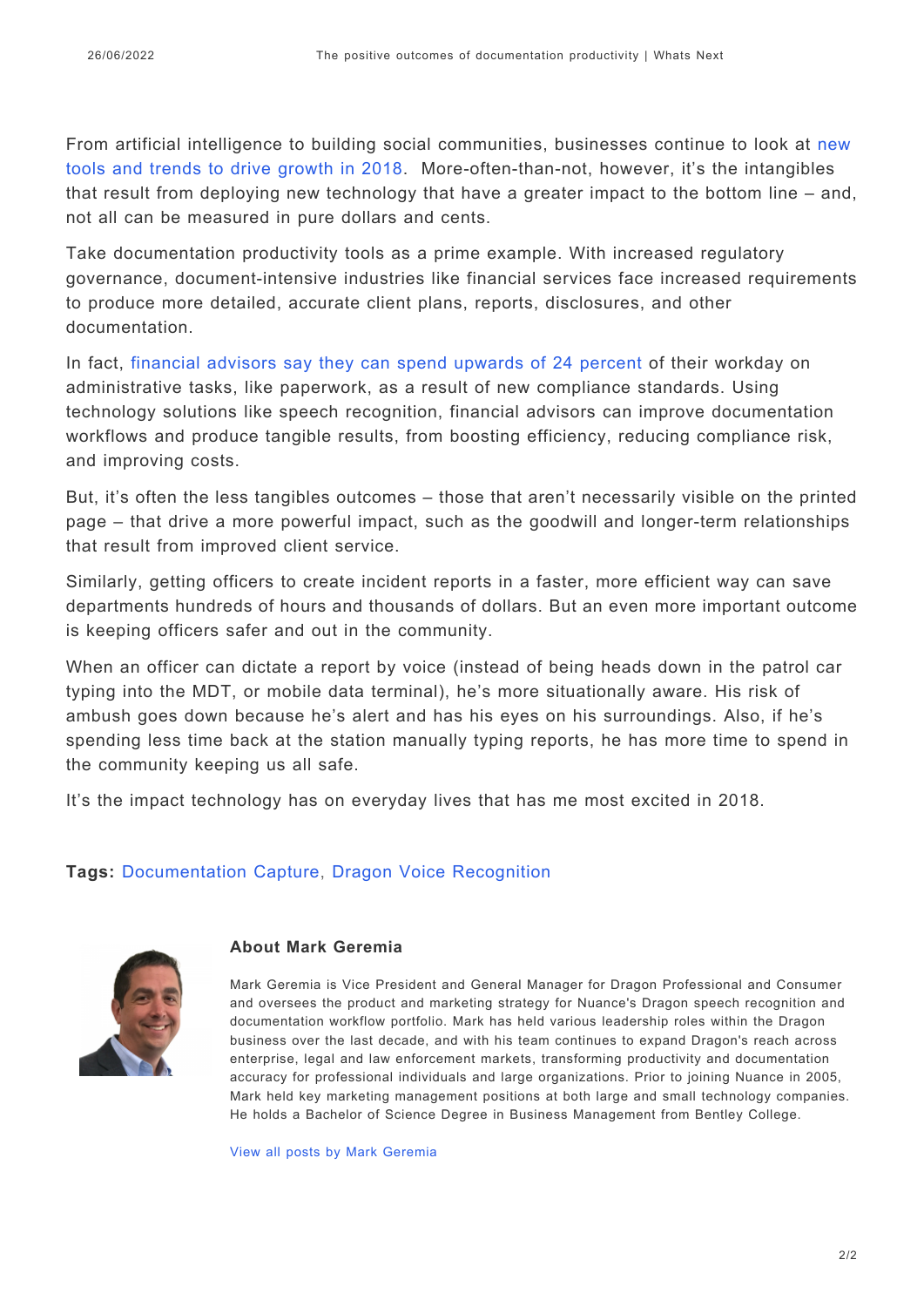From artificial intelligence to building social communities, businesses continue to look at new tools and trends to drive growth in 2018. More-often-than-not, however, it's the intangibles that result from deploying new technology that have a greater impact to the bottom line – and, not all can be measured in pure dollars and cents.

Take documentation productivity tools as a prime example. With increased regulatory governance, document-intensive industries like financial services face increased requirements to produce more detailed, accurate client plans, reports, disclosures, and other documentation.

In fact, financial advisors say they can spend upwards of 24 percent of their workday on administrative tasks, like paperwork, as a result of new compliance standards. Using technology solutions like speech recognition, financial advisors can improve documentation workflows and produce tangible results, from boosting efficiency, reducing compliance risk, and improving costs.

But, it's often the less tangibles outcomes – those that aren't necessarily visible on the printed page – that drive a more powerful impact, such as the goodwill and longer-term relationships that result from improved client service.

Similarly, getting officers to create incident reports in a faster, more efficient way can save departments hundreds of hours and thousands of dollars. But an even more important outcome is keeping officers safer and out in the community.

When an officer can dictate a report by voice (instead of being heads down in the patrol car typing into the MDT, or mobile data terminal), he's more situationally aware. His risk of ambush goes down because he's alert and has his eyes on his surroundings. Also, if he's spending less time back at the station manually typing reports, he has more time to spend in the community keeping us all safe.

It's the impact technology has on everyday lives that has me most excited in 2018.

**Tags:** Documentation Capture, Dragon Voice Recognition

### About Mark Geremia

Mark Geremia is Vice President and General Manager for Dragon Professional and Consumer and oversees the product and marketing strategy for Nuance's Dragon speech recognition and documentation workflow portfolio. Mark has held various leadership roles within the Dragon business over the last decade, and with his team continues to expand Dragon's reach across enterprise, legal and law enforcement markets, transforming productivity and documentation accuracy for professional individuals and large organizations. Prior to joining Nuance in 2005, Mark held key marketing management positions at both large and small technology companies. He holds a Bachelor of Science Degree in Business Management from Bentley College.

View all posts by Mark Geremia